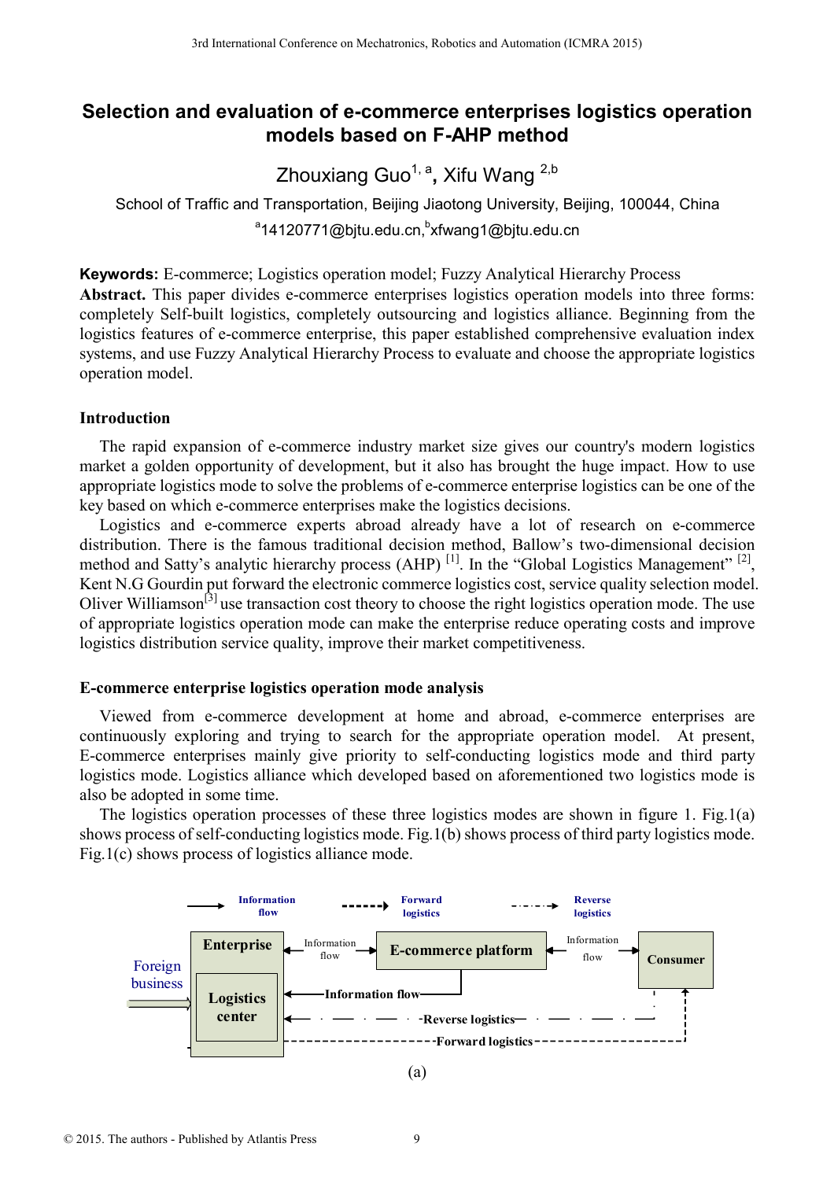# Selection and evaluation of e-commerce enterprises logistics operation models based on F-AHP method

Zhouxiang Guo[1, a], Xifu Wang [2,b]

School of Traffic and Transportation, Beijing Jiaotong University, Beijing, 100044, China

[a]14120771@bjtu.edu.cn,[b]xfwang1@bjtu.edu.cn

**Keywords:** E-commerce; Logistics operation model; Fuzzy Analytical Hierarchy Process

**Abstract.** This paper divides e-commerce enterprises logistics operation models into three forms: completely Self-built logistics, completely outsourcing and logistics alliance. Beginning from the logistics features of e-commerce enterprise, this paper established comprehensive evaluation index systems, and use Fuzzy Analytical Hierarchy Process to evaluate and choose the appropriate logistics operation model.

## Introduction

The rapid expansion of e-commerce industry market size gives our country's modern logistics market a golden opportunity of development, but it also has brought the huge impact. How to use appropriate logistics mode to solve the problems of e-commerce enterprise logistics can be one of the key based on which e-commerce enterprises make the logistics decisions.

Logistics and e-commerce experts abroad already have a lot of research on e-commerce distribution. There is the famous traditional decision method, Ballow's two-dimensional decision method and Satty's analytic hierarchy process (AHP) [1]. In the "Global Logistics Management" [2], Kent N.G Gourdin put forward the electronic commerce logistics cost, service quality selection model. Oliver Williamson[3] use transaction cost theory to choose the right logistics operation mode. The use of appropriate logistics operation mode can make the enterprise reduce operating costs and improve logistics distribution service quality, improve their market competitiveness.

## E-commerce enterprise logistics operation mode analysis

Viewed from e-commerce development at home and abroad, e-commerce enterprises are continuously exploring and trying to search for the appropriate operation model. At present, E-commerce enterprises mainly give priority to self-conducting logistics mode and third party logistics mode. Logistics alliance which developed based on aforementioned two logistics mode is also be adopted in some time.

The logistics operation processes of these three logistics modes are shown in figure 1. Fig.1(a) shows process of self-conducting logistics mode. Fig.1(b) shows process of third party logistics mode. Fig.1(c) shows process of logistics alliance mode.

Information flow | Forward logistics | Reverse logistics

Foreign business → Enterprise / Logistics center ↔ (Information flow) ↔ E-commerce platform ↔ (Information flow) ↔ Consumer

Information flow; Reverse logistics; Forward logistics

(a)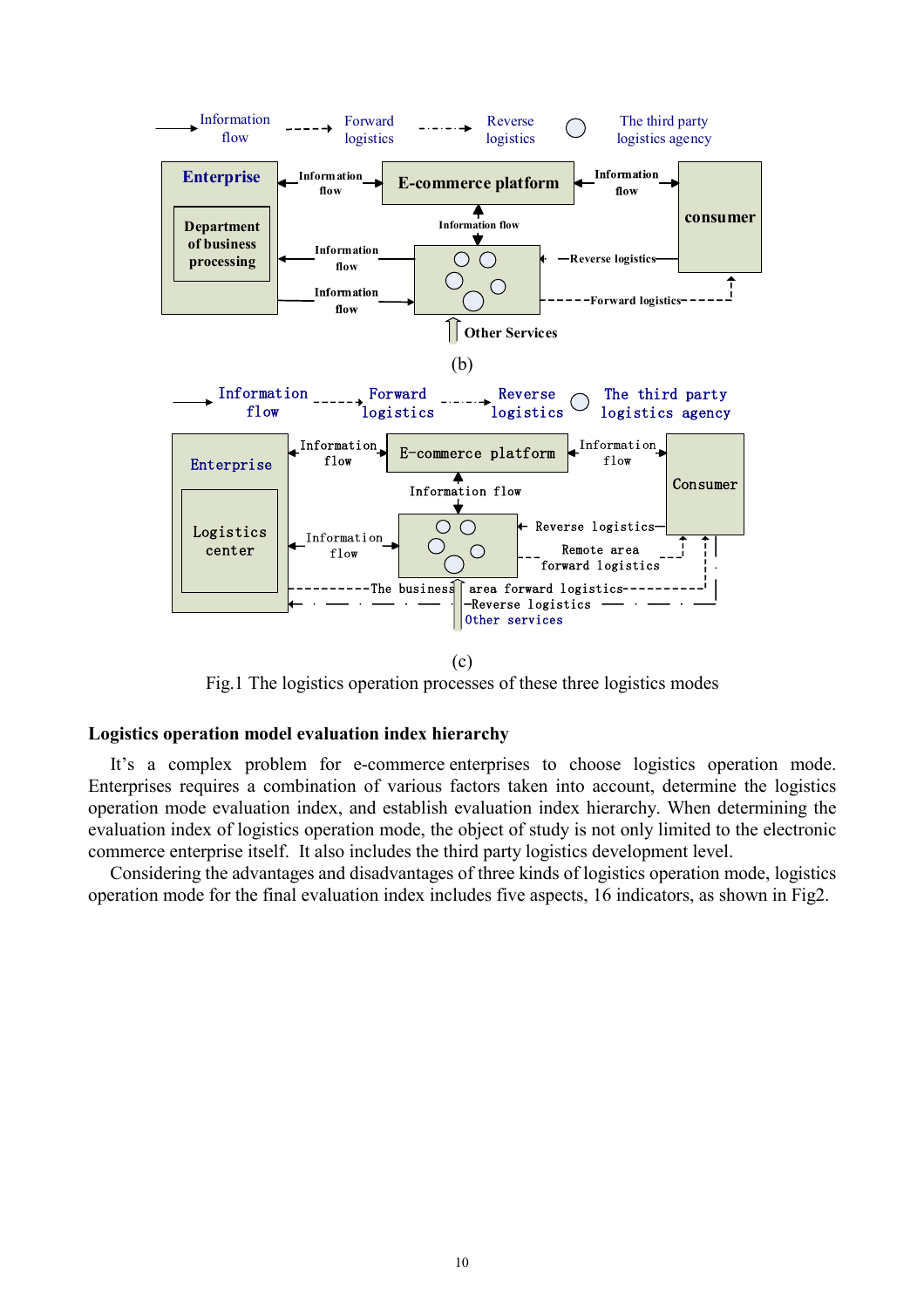(b)

(c)

Fig.1 The logistics operation processes of these three logistics modes

## Logistics operation model evaluation index hierarchy

It's a complex problem for e-commerce enterprises to choose logistics operation mode. Enterprises requires a combination of various factors taken into account, determine the logistics operation mode evaluation index, and establish evaluation index hierarchy. When determining the evaluation index of logistics operation mode, the object of study is not only limited to the electronic commerce enterprise itself. It also includes the third party logistics development level.

Considering the advantages and disadvantages of three kinds of logistics operation mode, logistics operation mode for the final evaluation index includes five aspects, 16 indicators, as shown in Fig2.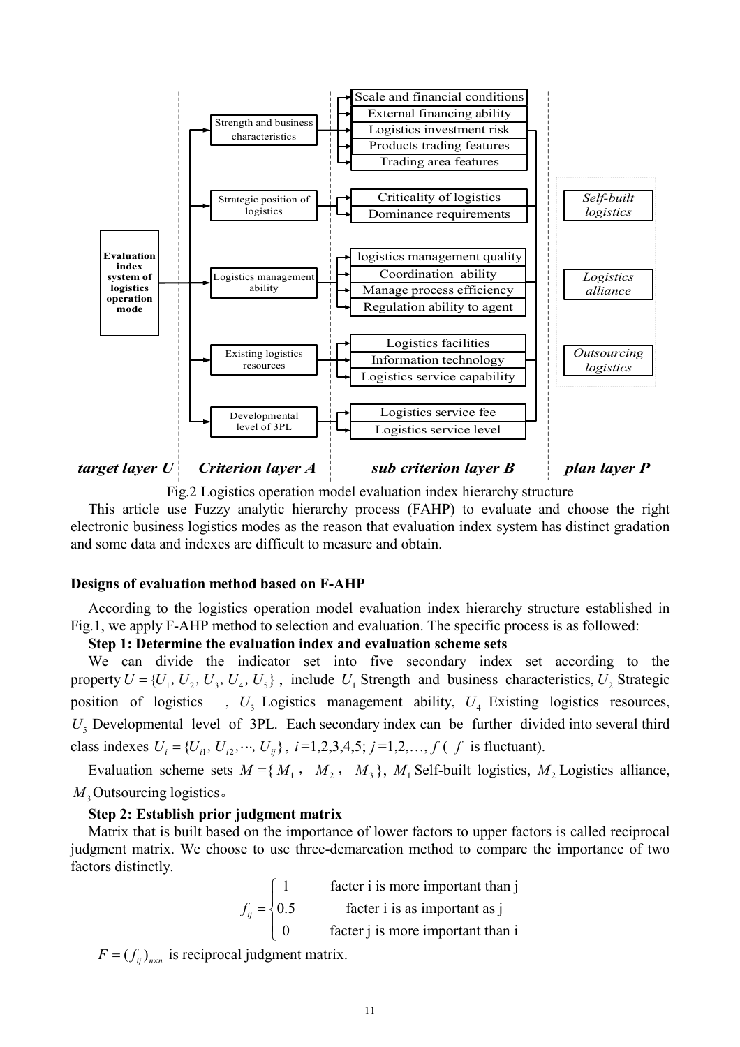Fig.2 Logistics operation model evaluation index hierarchy structure

This article use Fuzzy analytic hierarchy process (FAHP) to evaluate and choose the right electronic business logistics modes as the reason that evaluation index system has distinct gradation and some data and indexes are difficult to measure and obtain.

## Designs of evaluation method based on F-AHP

According to the logistics operation model evaluation index hierarchy structure established in Fig.1, we apply F-AHP method to selection and evaluation. The specific process is as followed:

**Step 1: Determine the evaluation index and evaluation scheme sets**

We can divide the indicator set into five secondary index set according to the property $U = \{U_1, U_2, U_3, U_4, U_5\}$, include $U_1$ Strength and business characteristics, $U_2$ Strategic position of logistics , $U_3$ Logistics management ability, $U_4$ Existing logistics resources, $U_5$ Developmental level of 3PL. Each secondary index can be further divided into several third class indexes $U_i = \{U_{i1}, U_{i2}, \cdots, U_{ij}\}$, $i$=1,2,3,4,5; $j$=1,2,…, $f$ ( $f$ is fluctuant).

Evaluation scheme sets $M = \{M_1, M_2, M_3\}$, $M_1$ Self-built logistics, $M_2$ Logistics alliance, $M_3$ Outsourcing logistics。

**Step 2: Establish prior judgment matrix**

Matrix that is built based on the importance of lower factors to upper factors is called reciprocal judgment matrix. We choose to use three-demarcation method to compare the importance of two factors distinctly.

$$f_{ij} = \begin{cases} 1 & \text{facter i is more important than j} \\ 0.5 & \text{facter i is as important as j} \\ 0 & \text{facter j is more important than i} \end{cases}$$

$F = (f_{ij})_{n \times n}$ is reciprocal judgment matrix.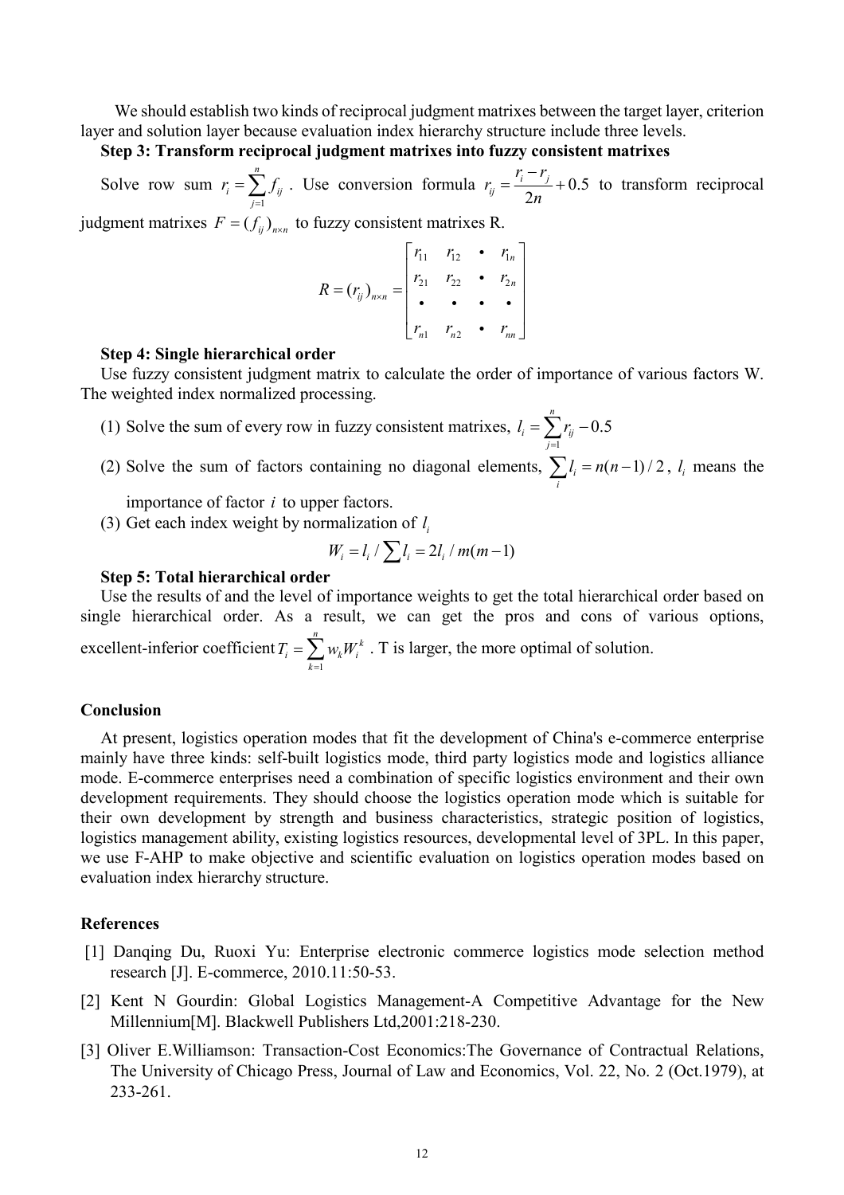We should establish two kinds of reciprocal judgment matrixes between the target layer, criterion layer and solution layer because evaluation index hierarchy structure include three levels.

**Step 3: Transform reciprocal judgment matrixes into fuzzy consistent matrixes**

Solve row sum $r_i = \sum_{j=1}^{n} f_{ij}$ . Use conversion formula $r_{ij} = \frac{r_i - r_j}{2n} + 0.5$ to transform reciprocal judgment matrixes $F = (f_{ij})_{n \times n}$ to fuzzy consistent matrixes R.

$$R = (r_{ij})_{n \times n} = \begin{bmatrix} r_{11} & r_{12} & \bullet & r_{1n} \\ r_{21} & r_{22} & \bullet & r_{2n} \\ \bullet & \bullet & \bullet & \bullet \\ r_{n1} & r_{n2} & \bullet & r_{nn} \end{bmatrix}$$

**Step 4: Single hierarchical order**

Use fuzzy consistent judgment matrix to calculate the order of importance of various factors W. The weighted index normalized processing.

(1) Solve the sum of every row in fuzzy consistent matrixes, $l_i = \sum_{j=1}^{n} r_{ij} - 0.5$

(2) Solve the sum of factors containing no diagonal elements, $\sum_i l_i = n(n-1)/2$, $l_i$ means the importance of factor $i$ to upper factors.

(3) Get each index weight by normalization of $l_i$

$$W_i = l_i / \sum l_i = 2l_i / m(m-1)$$

**Step 5: Total hierarchical order**

Use the results of and the level of importance weights to get the total hierarchical order based on single hierarchical order. As a result, we can get the pros and cons of various options, excellent-inferior coefficient $T_i = \sum_{k=1}^{n} w_k W_i^k$ . T is larger, the more optimal of solution.

## Conclusion

At present, logistics operation modes that fit the development of China's e-commerce enterprise mainly have three kinds: self-built logistics mode, third party logistics mode and logistics alliance mode. E-commerce enterprises need a combination of specific logistics environment and their own development requirements. They should choose the logistics operation mode which is suitable for their own development by strength and business characteristics, strategic position of logistics, logistics management ability, existing logistics resources, developmental level of 3PL. In this paper, we use F-AHP to make objective and scientific evaluation on logistics operation modes based on evaluation index hierarchy structure.

## References

[1] Danqing Du, Ruoxi Yu: Enterprise electronic commerce logistics mode selection method research [J]. E-commerce, 2010.11:50-53.

[2] Kent N Gourdin: Global Logistics Management-A Competitive Advantage for the New Millennium[M]. Blackwell Publishers Ltd,2001:218-230.

[3] Oliver E.Williamson: Transaction-Cost Economics:The Governance of Contractual Relations, The University of Chicago Press, Journal of Law and Economics, Vol. 22, No. 2 (Oct.1979), at 233-261.